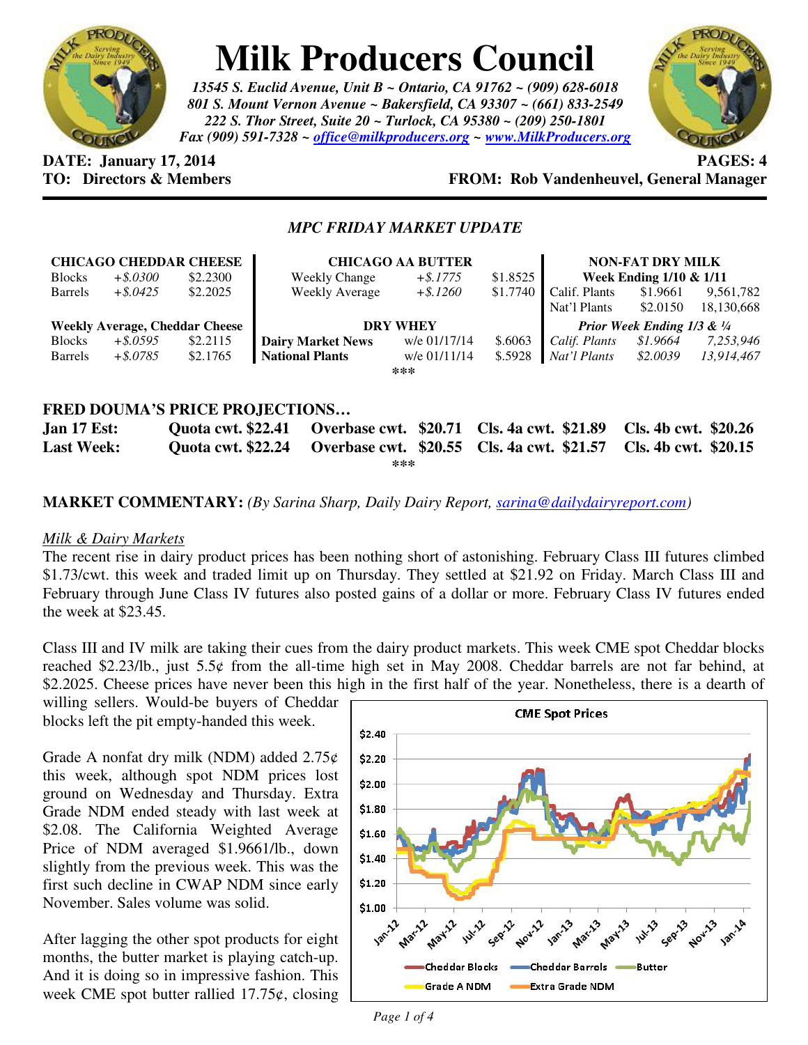# Milk Producers Council

*13545 S. Euclid Avenue, Unit B ~ Ontario, CA 91762 ~ (909) 628-6018*
*801 S. Mount Vernon Avenue ~ Bakersfield, CA 93307 ~ (661) 833-2549*
*222 S. Thor Street, Suite 20 ~ Turlock, CA 95380 ~ (209) 250-1801*
*Fax (909) 591-7328 ~ office@milkproducers.org ~ www.MilkProducers.org*

**DATE: January 17, 2014** **PAGES: 4**
**TO: Directors & Members** **FROM: Rob Vandenheuvel, General Manager**

---

### *MPC FRIDAY MARKET UPDATE*

| CHICAGO CHEDDAR CHEESE | | | CHICAGO AA BUTTER | | | NON-FAT DRY MILK | | |
|---|---|---|---|---|---|---|---|---|
| Blocks | *+$.0300* | $2.2300 | Weekly Change | *+$.1775* | $1.8525 | **Week Ending 1/10 & 1/11** | | |
| Barrels | *+$.0425* | $2.2025 | Weekly Average | *+$.1260* | $1.7740 | Calif. Plants | $1.9661 | 9,561,782 |
| | | | | | | Nat'l Plants | $2.0150 | 18,130,668 |
| **Weekly Average, Cheddar Cheese** | | | **DRY WHEY** | | | ***Prior Week Ending 1/3 & ¼*** | | |
| Blocks | *+$.0595* | $2.2115 | **Dairy Market News** | w/e 01/17/14 | $.6063 | *Calif. Plants* | *$1.9664* | *7,253,946* |
| Barrels | *+$.0785* | $2.1765 | **National Plants** | w/e 01/11/14 | $.5928 | *Nat'l Plants* | *$2.0039* | *13,914,467* |

\*\*\*

**FRED DOUMA'S PRICE PROJECTIONS…**

| | | | | |
|---|---|---|---|---|
| **Jan 17 Est:** | **Quota cwt. $22.41** | **Overbase cwt. $20.71** | **Cls. 4a cwt. $21.89** | **Cls. 4b cwt. $20.26** |
| **Last Week:** | **Quota cwt. $22.24** | **Overbase cwt. $20.55** | **Cls. 4a cwt. $21.57** | **Cls. 4b cwt. $20.15** |

\*\*\*

**MARKET COMMENTARY:** *(By Sarina Sharp, Daily Dairy Report, sarina@dailydairyreport.com)*

*Milk & Dairy Markets*

The recent rise in dairy product prices has been nothing short of astonishing. February Class III futures climbed $1.73/cwt. this week and traded limit up on Thursday. They settled at $21.92 on Friday. March Class III and February through June Class IV futures also posted gains of a dollar or more. February Class IV futures ended the week at $23.45.

Class III and IV milk are taking their cues from the dairy product markets. This week CME spot Cheddar blocks reached $2.23/lb., just 5.5¢ from the all-time high set in May 2008. Cheddar barrels are not far behind, at $2.2025. Cheese prices have never been this high in the first half of the year. Nonetheless, there is a dearth of willing sellers. Would-be buyers of Cheddar blocks left the pit empty-handed this week.

Grade A nonfat dry milk (NDM) added 2.75¢ this week, although spot NDM prices lost ground on Wednesday and Thursday. Extra Grade NDM ended steady with last week at $2.08. The California Weighted Average Price of NDM averaged $1.9661/lb., down slightly from the previous week. This was the first such decline in CWAP NDM since early November. Sales volume was solid.

After lagging the other spot products for eight months, the butter market is playing catch-up. And it is doing so in impressive fashion. This week CME spot butter rallied 17.75¢, closing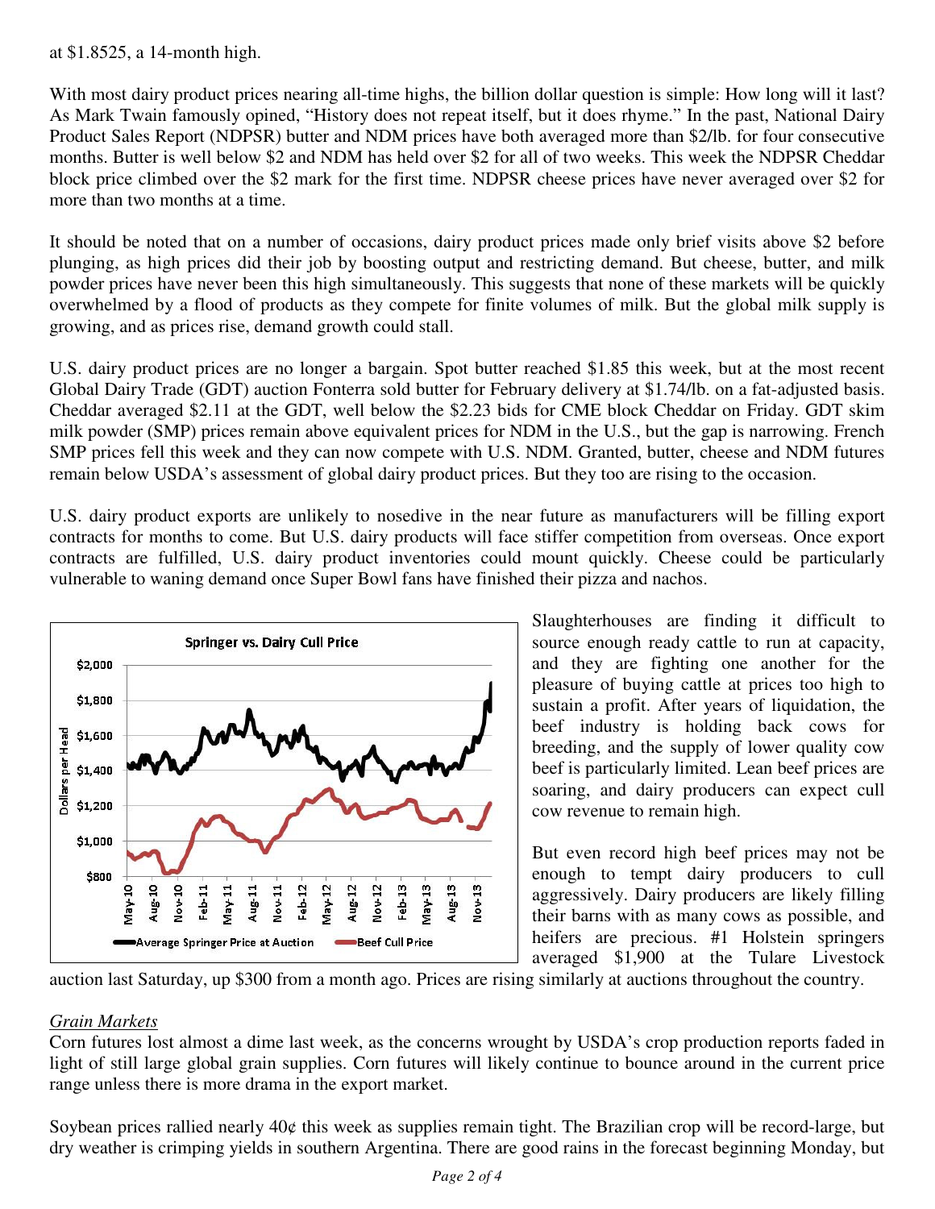at $1.8525, a 14-month high.

With most dairy product prices nearing all-time highs, the billion dollar question is simple: How long will it last? As Mark Twain famously opined, "History does not repeat itself, but it does rhyme." In the past, National Dairy Product Sales Report (NDPSR) butter and NDM prices have both averaged more than $2/lb. for four consecutive months. Butter is well below $2 and NDM has held over $2 for all of two weeks. This week the NDPSR Cheddar block price climbed over the $2 mark for the first time. NDPSR cheese prices have never averaged over $2 for more than two months at a time.

It should be noted that on a number of occasions, dairy product prices made only brief visits above $2 before plunging, as high prices did their job by boosting output and restricting demand. But cheese, butter, and milk powder prices have never been this high simultaneously. This suggests that none of these markets will be quickly overwhelmed by a flood of products as they compete for finite volumes of milk. But the global milk supply is growing, and as prices rise, demand growth could stall.

U.S. dairy product prices are no longer a bargain. Spot butter reached $1.85 this week, but at the most recent Global Dairy Trade (GDT) auction Fonterra sold butter for February delivery at $1.74/lb. on a fat-adjusted basis. Cheddar averaged $2.11 at the GDT, well below the $2.23 bids for CME block Cheddar on Friday. GDT skim milk powder (SMP) prices remain above equivalent prices for NDM in the U.S., but the gap is narrowing. French SMP prices fell this week and they can now compete with U.S. NDM. Granted, butter, cheese and NDM futures remain below USDA's assessment of global dairy product prices. But they too are rising to the occasion.

U.S. dairy product exports are unlikely to nosedive in the near future as manufacturers will be filling export contracts for months to come. But U.S. dairy products will face stiffer competition from overseas. Once export contracts are fulfilled, U.S. dairy product inventories could mount quickly. Cheese could be particularly vulnerable to waning demand once Super Bowl fans have finished their pizza and nachos.

Slaughterhouses are finding it difficult to source enough ready cattle to run at capacity, and they are fighting one another for the pleasure of buying cattle at prices too high to sustain a profit. After years of liquidation, the beef industry is holding back cows for breeding, and the supply of lower quality cow beef is particularly limited. Lean beef prices are soaring, and dairy producers can expect cull cow revenue to remain high.

But even record high beef prices may not be enough to tempt dairy producers to cull aggressively. Dairy producers are likely filling their barns with as many cows as possible, and heifers are precious. #1 Holstein springers averaged $1,900 at the Tulare Livestock auction last Saturday, up $300 from a month ago. Prices are rising similarly at auctions throughout the country.

## *Grain Markets*

Corn futures lost almost a dime last week, as the concerns wrought by USDA's crop production reports faded in light of still large global grain supplies. Corn futures will likely continue to bounce around in the current price range unless there is more drama in the export market.

Soybean prices rallied nearly 40¢ this week as supplies remain tight. The Brazilian crop will be record-large, but dry weather is crimping yields in southern Argentina. There are good rains in the forecast beginning Monday, but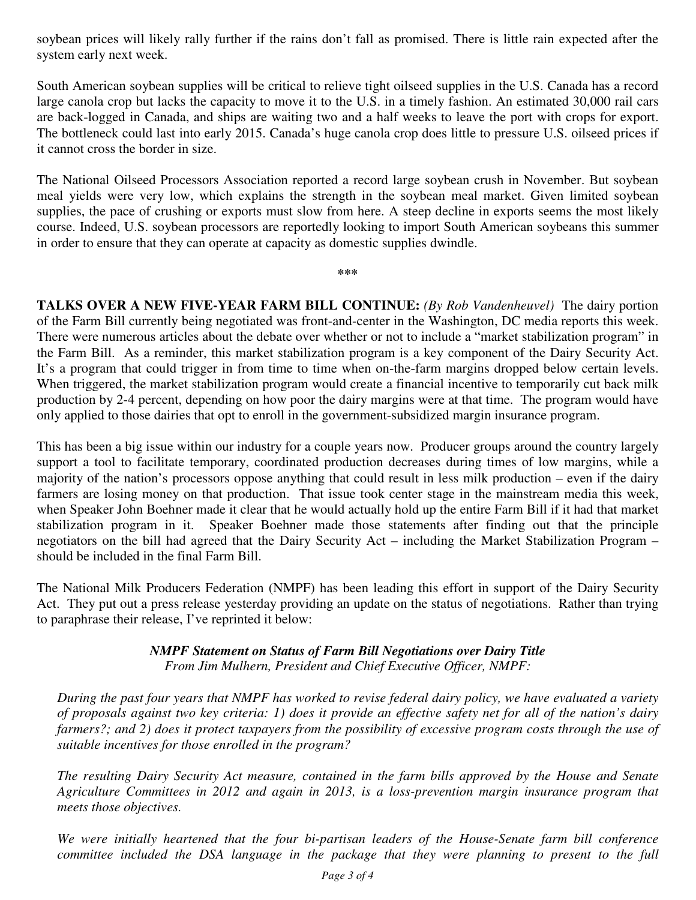soybean prices will likely rally further if the rains don't fall as promised. There is little rain expected after the system early next week.

South American soybean supplies will be critical to relieve tight oilseed supplies in the U.S. Canada has a record large canola crop but lacks the capacity to move it to the U.S. in a timely fashion. An estimated 30,000 rail cars are back-logged in Canada, and ships are waiting two and a half weeks to leave the port with crops for export. The bottleneck could last into early 2015. Canada's huge canola crop does little to pressure U.S. oilseed prices if it cannot cross the border in size.

The National Oilseed Processors Association reported a record large soybean crush in November. But soybean meal yields were very low, which explains the strength in the soybean meal market. Given limited soybean supplies, the pace of crushing or exports must slow from here. A steep decline in exports seems the most likely course. Indeed, U.S. soybean processors are reportedly looking to import South American soybeans this summer in order to ensure that they can operate at capacity as domestic supplies dwindle.

***

**TALKS OVER A NEW FIVE-YEAR FARM BILL CONTINUE:** *(By Rob Vandenheuvel)* The dairy portion of the Farm Bill currently being negotiated was front-and-center in the Washington, DC media reports this week. There were numerous articles about the debate over whether or not to include a "market stabilization program" in the Farm Bill. As a reminder, this market stabilization program is a key component of the Dairy Security Act. It's a program that could trigger in from time to time when on-the-farm margins dropped below certain levels. When triggered, the market stabilization program would create a financial incentive to temporarily cut back milk production by 2-4 percent, depending on how poor the dairy margins were at that time. The program would have only applied to those dairies that opt to enroll in the government-subsidized margin insurance program.

This has been a big issue within our industry for a couple years now. Producer groups around the country largely support a tool to facilitate temporary, coordinated production decreases during times of low margins, while a majority of the nation's processors oppose anything that could result in less milk production – even if the dairy farmers are losing money on that production. That issue took center stage in the mainstream media this week, when Speaker John Boehner made it clear that he would actually hold up the entire Farm Bill if it had that market stabilization program in it. Speaker Boehner made those statements after finding out that the principle negotiators on the bill had agreed that the Dairy Security Act – including the Market Stabilization Program – should be included in the final Farm Bill.

The National Milk Producers Federation (NMPF) has been leading this effort in support of the Dairy Security Act. They put out a press release yesterday providing an update on the status of negotiations. Rather than trying to paraphrase their release, I've reprinted it below:

***NMPF Statement on Status of Farm Bill Negotiations over Dairy Title***
*From Jim Mulhern, President and Chief Executive Officer, NMPF:*

*During the past four years that NMPF has worked to revise federal dairy policy, we have evaluated a variety of proposals against two key criteria: 1) does it provide an effective safety net for all of the nation's dairy farmers?; and 2) does it protect taxpayers from the possibility of excessive program costs through the use of suitable incentives for those enrolled in the program?*

*The resulting Dairy Security Act measure, contained in the farm bills approved by the House and Senate Agriculture Committees in 2012 and again in 2013, is a loss-prevention margin insurance program that meets those objectives.*

*We were initially heartened that the four bi-partisan leaders of the House-Senate farm bill conference committee included the DSA language in the package that they were planning to present to the full*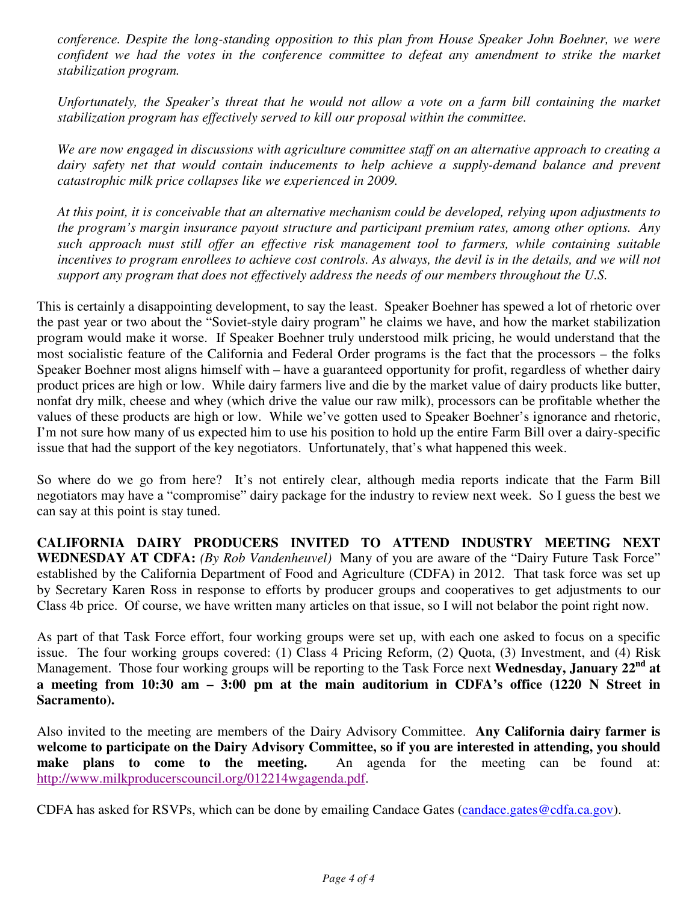*conference. Despite the long-standing opposition to this plan from House Speaker John Boehner, we were confident we had the votes in the conference committee to defeat any amendment to strike the market stabilization program.*

*Unfortunately, the Speaker's threat that he would not allow a vote on a farm bill containing the market stabilization program has effectively served to kill our proposal within the committee.*

*We are now engaged in discussions with agriculture committee staff on an alternative approach to creating a dairy safety net that would contain inducements to help achieve a supply-demand balance and prevent catastrophic milk price collapses like we experienced in 2009.*

*At this point, it is conceivable that an alternative mechanism could be developed, relying upon adjustments to the program's margin insurance payout structure and participant premium rates, among other options. Any such approach must still offer an effective risk management tool to farmers, while containing suitable incentives to program enrollees to achieve cost controls. As always, the devil is in the details, and we will not support any program that does not effectively address the needs of our members throughout the U.S.*

This is certainly a disappointing development, to say the least. Speaker Boehner has spewed a lot of rhetoric over the past year or two about the "Soviet-style dairy program" he claims we have, and how the market stabilization program would make it worse. If Speaker Boehner truly understood milk pricing, he would understand that the most socialistic feature of the California and Federal Order programs is the fact that the processors – the folks Speaker Boehner most aligns himself with – have a guaranteed opportunity for profit, regardless of whether dairy product prices are high or low. While dairy farmers live and die by the market value of dairy products like butter, nonfat dry milk, cheese and whey (which drive the value our raw milk), processors can be profitable whether the values of these products are high or low. While we've gotten used to Speaker Boehner's ignorance and rhetoric, I'm not sure how many of us expected him to use his position to hold up the entire Farm Bill over a dairy-specific issue that had the support of the key negotiators. Unfortunately, that's what happened this week.

So where do we go from here? It's not entirely clear, although media reports indicate that the Farm Bill negotiators may have a "compromise" dairy package for the industry to review next week. So I guess the best we can say at this point is stay tuned.

**CALIFORNIA DAIRY PRODUCERS INVITED TO ATTEND INDUSTRY MEETING NEXT WEDNESDAY AT CDFA:** *(By Rob Vandenheuvel)* Many of you are aware of the "Dairy Future Task Force" established by the California Department of Food and Agriculture (CDFA) in 2012. That task force was set up by Secretary Karen Ross in response to efforts by producer groups and cooperatives to get adjustments to our Class 4b price. Of course, we have written many articles on that issue, so I will not belabor the point right now.

As part of that Task Force effort, four working groups were set up, with each one asked to focus on a specific issue. The four working groups covered: (1) Class 4 Pricing Reform, (2) Quota, (3) Investment, and (4) Risk Management. Those four working groups will be reporting to the Task Force next **Wednesday, January 22nd at a meeting from 10:30 am – 3:00 pm at the main auditorium in CDFA's office (1220 N Street in Sacramento).**

Also invited to the meeting are members of the Dairy Advisory Committee. **Any California dairy farmer is welcome to participate on the Dairy Advisory Committee, so if you are interested in attending, you should make plans to come to the meeting.** An agenda for the meeting can be found at: http://www.milkproducerscouncil.org/012214wgagenda.pdf.

CDFA has asked for RSVPs, which can be done by emailing Candace Gates (candace.gates@cdfa.ca.gov).